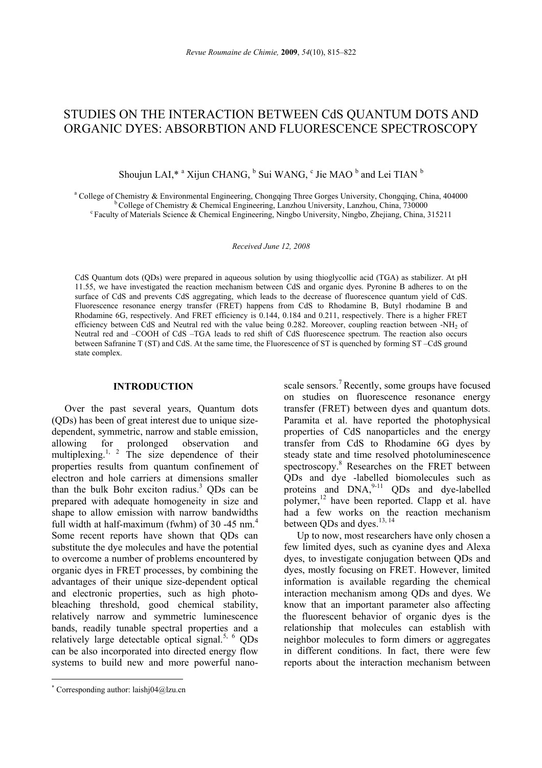# STUDIES ON THE INTERACTION BETWEEN CdS QUANTUM DOTS AND ORGANIC DYES: ABSORBTION AND FLUORESCENCE SPECTROSCOPY

Shoujun LAI,* [a] Xijun CHANG, [b] Sui WANG, [c] Jie MAO [b] and Lei TIAN [b]

[a] College of Chemistry & Environmental Engineering, Chongqing Three Gorges University, Chongqing, China, 404000
[b] College of Chemistry & Chemical Engineering, Lanzhou University, Lanzhou, China, 730000
[c] Faculty of Materials Science & Chemical Engineering, Ningbo University, Ningbo, Zhejiang, China, 315211

*Received June 12, 2008*

CdS Quantum dots (QDs) were prepared in aqueous solution by using thioglycollic acid (TGA) as stabilizer. At pH 11.55, we have investigated the reaction mechanism between CdS and organic dyes. Pyronine B adheres to on the surface of CdS and prevents CdS aggregating, which leads to the decrease of fluorescence quantum yield of CdS. Fluorescence resonance energy transfer (FRET) happens from CdS to Rhodamine B, Butyl rhodamine B and Rhodamine 6G, respectively. And FRET efficiency is 0.144, 0.184 and 0.211, respectively. There is a higher FRET efficiency between CdS and Neutral red with the value being 0.282. Moreover, coupling reaction between -$NH_2$ of Neutral red and –COOH of CdS –TGA leads to red shift of CdS fluorescence spectrum. The reaction also occurs between Safranine T (ST) and CdS. At the same time, the Fluorescence of ST is quenched by forming ST –CdS ground state complex.

## INTRODUCTION

Over the past several years, Quantum dots (QDs) has been of great interest due to unique size-dependent, symmetric, narrow and stable emission, allowing for prolonged observation and multiplexing.[1, 2] The size dependence of their properties results from quantum confinement of electron and hole carriers at dimensions smaller than the bulk Bohr exciton radius.[3] QDs can be prepared with adequate homogeneity in size and shape to allow emission with narrow bandwidths full width at half-maximum (fwhm) of 30 -45 nm.[4] Some recent reports have shown that QDs can substitute the dye molecules and have the potential to overcome a number of problems encountered by organic dyes in FRET processes, by combining the advantages of their unique size-dependent optical and electronic properties, such as high photo-bleaching threshold, good chemical stability, relatively narrow and symmetric luminescence bands, readily tunable spectral properties and a relatively large detectable optical signal.[5, 6] QDs can be also incorporated into directed energy flow systems to build new and more powerful nano-scale sensors.[7] Recently, some groups have focused on studies on fluorescence resonance energy transfer (FRET) between dyes and quantum dots. Paramita et al. have reported the photophysical properties of CdS nanoparticles and the energy transfer from CdS to Rhodamine 6G dyes by steady state and time resolved photoluminescence spectroscopy.[8] Researches on the FRET between QDs and dye -labelled biomolecules such as proteins and DNA,[9-11] QDs and dye-labelled polymer,[12] have been reported. Clapp et al. have had a few works on the reaction mechanism between QDs and dyes.[13, 14]

Up to now, most researchers have only chosen a few limited dyes, such as cyanine dyes and Alexa dyes, to investigate conjugation between QDs and dyes, mostly focusing on FRET. However, limited information is available regarding the chemical interaction mechanism among QDs and dyes. We know that an important parameter also affecting the fluorescent behavior of organic dyes is the relationship that molecules can establish with neighbor molecules to form dimers or aggregates in different conditions. In fact, there were few reports about the interaction mechanism between

* Corresponding author: laishj04@lzu.cn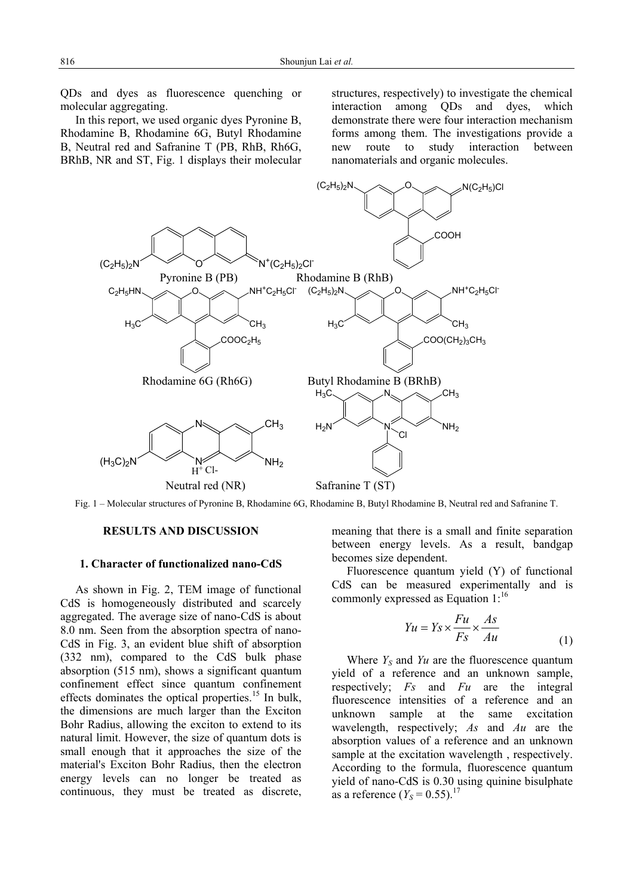QDs and dyes as fluorescence quenching or molecular aggregating.

In this report, we used organic dyes Pyronine B, Rhodamine B, Rhodamine 6G, Butyl Rhodamine B, Neutral red and Safranine T (PB, RhB, Rh6G, BRhB, NR and ST, Fig. 1 displays their molecular structures, respectively) to investigate the chemical interaction among QDs and dyes, which demonstrate there were four interaction mechanism forms among them. The investigations provide a new route to study interaction between nanomaterials and organic molecules.

Fig. 1 – Molecular structures of Pyronine B, Rhodamine 6G, Rhodamine B, Butyl Rhodamine B, Neutral red and Safranine T.

## RESULTS AND DISCUSSION

### 1. Character of functionalized nano-CdS

As shown in Fig. 2, TEM image of functional CdS is homogeneously distributed and scarcely aggregated. The average size of nano-CdS is about 8.0 nm. Seen from the absorption spectra of nano-CdS in Fig. 3, an evident blue shift of absorption (332 nm), compared to the CdS bulk phase absorption (515 nm), shows a significant quantum confinement effect since quantum confinement effects dominates the optical properties.[15] In bulk, the dimensions are much larger than the Exciton Bohr Radius, allowing the exciton to extend to its natural limit. However, the size of quantum dots is small enough that it approaches the size of the material's Exciton Bohr Radius, then the electron energy levels can no longer be treated as continuous, they must be treated as discrete, meaning that there is a small and finite separation between energy levels. As a result, bandgap becomes size dependent.

Fluorescence quantum yield (Y) of functional CdS can be measured experimentally and is commonly expressed as Equation 1:[16]

$$Yu = Ys \times \frac{Fu}{Fs} \times \frac{As}{Au} \tag{1}$$

Where $Y_S$ and $Yu$ are the fluorescence quantum yield of a reference and an unknown sample, respectively; $Fs$ and $Fu$ are the integral fluorescence intensities of a reference and an unknown sample at the same excitation wavelength, respectively; $As$ and $Au$ are the absorption values of a reference and an unknown sample at the excitation wavelength , respectively. According to the formula, fluorescence quantum yield of nano-CdS is 0.30 using quinine bisulphate as a reference ($Y_S = 0.55$).[17]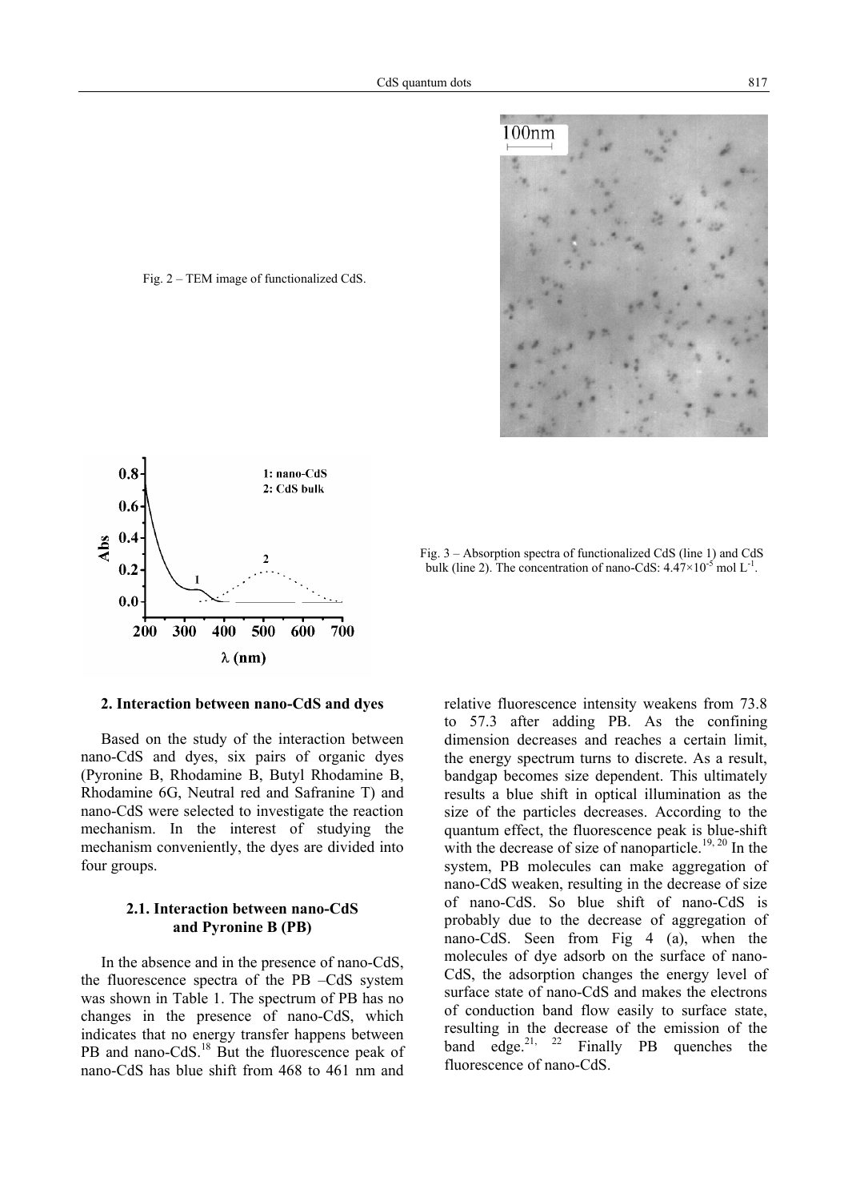Fig. 2 – TEM image of functionalized CdS.

Fig. 3 – Absorption spectra of functionalized CdS (line 1) and CdS bulk (line 2). The concentration of nano-CdS: $4.47\times10^{-5}$ mol $L^{-1}$.

## 2. Interaction between nano-CdS and dyes

Based on the study of the interaction between nano-CdS and dyes, six pairs of organic dyes (Pyronine B, Rhodamine B, Butyl Rhodamine B, Rhodamine 6G, Neutral red and Safranine T) and nano-CdS were selected to investigate the reaction mechanism. In the interest of studying the mechanism conveniently, the dyes are divided into four groups.

### 2.1. Interaction between nano-CdS and Pyronine B (PB)

In the absence and in the presence of nano-CdS, the fluorescence spectra of the PB –CdS system was shown in Table 1. The spectrum of PB has no changes in the presence of nano-CdS, which indicates that no energy transfer happens between PB and nano-CdS.[18] But the fluorescence peak of nano-CdS has blue shift from 468 to 461 nm and relative fluorescence intensity weakens from 73.8 to 57.3 after adding PB. As the confining dimension decreases and reaches a certain limit, the energy spectrum turns to discrete. As a result, bandgap becomes size dependent. This ultimately results a blue shift in optical illumination as the size of the particles decreases. According to the quantum effect, the fluorescence peak is blue-shift with the decrease of size of nanoparticle.[19, 20] In the system, PB molecules can make aggregation of nano-CdS weaken, resulting in the decrease of size of nano-CdS. So blue shift of nano-CdS is probably due to the decrease of aggregation of nano-CdS. Seen from Fig 4 (a), when the molecules of dye adsorb on the surface of nano-CdS, the adsorption changes the energy level of surface state of nano-CdS and makes the electrons of conduction band flow easily to surface state, resulting in the decrease of the emission of the band edge.[21, 22] Finally PB quenches the fluorescence of nano-CdS.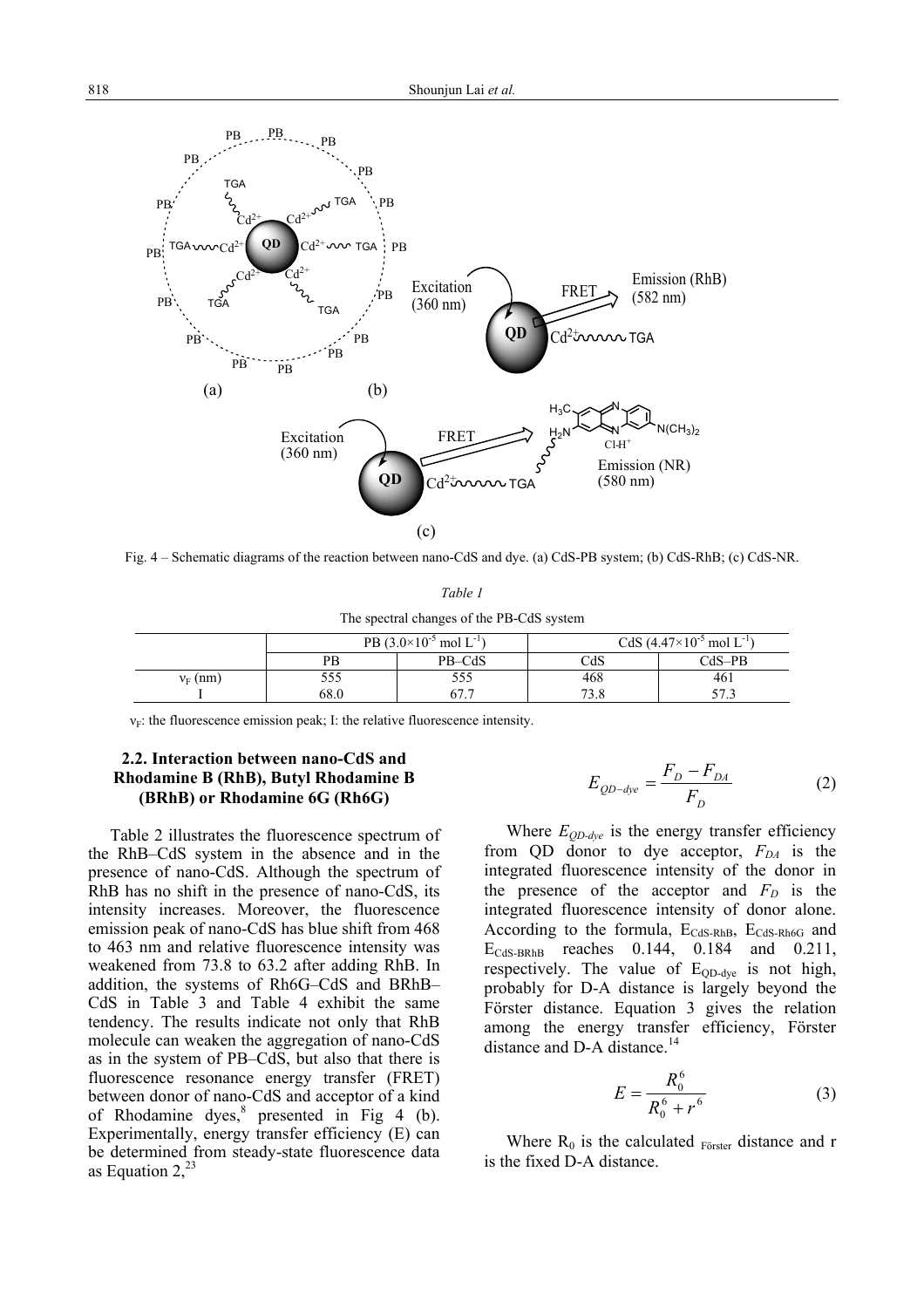Fig. 4 – Schematic diagrams of the reaction between nano-CdS and dye. (a) CdS-PB system; (b) CdS-RhB; (c) CdS-NR.

*Table 1*

The spectral changes of the PB-CdS system

| | PB ($3.0\times10^{-5}$ mol $L^{-1}$) | | CdS ($4.47\times10^{-5}$ mol $L^{-1}$) | |
|---|---|---|---|---|
| | PB | PB–CdS | CdS | CdS–PB |
| $\nu_F$ (nm) | 555 | 555 | 468 | 461 |
| I | 68.0 | 67.7 | 73.8 | 57.3 |

$\nu_F$: the fluorescence emission peak; I: the relative fluorescence intensity.

### 2.2. Interaction between nano-CdS and Rhodamine B (RhB), Butyl Rhodamine B (BRhB) or Rhodamine 6G (Rh6G)

Table 2 illustrates the fluorescence spectrum of the RhB–CdS system in the absence and in the presence of nano-CdS. Although the spectrum of RhB has no shift in the presence of nano-CdS, its intensity increases. Moreover, the fluorescence emission peak of nano-CdS has blue shift from 468 to 463 nm and relative fluorescence intensity was weakened from 73.8 to 63.2 after adding RhB. In addition, the systems of Rh6G–CdS and BRhB–CdS in Table 3 and Table 4 exhibit the same tendency. The results indicate not only that RhB molecule can weaken the aggregation of nano-CdS as in the system of PB–CdS, but also that there is fluorescence resonance energy transfer (FRET) between donor of nano-CdS and acceptor of a kind of Rhodamine dyes,[8] presented in Fig 4 (b). Experimentally, energy transfer efficiency (E) can be determined from steady-state fluorescence data as Equation 2,[23]

$$E_{QD-dye} = \frac{F_D - F_{DA}}{F_D} \tag{2}$$

Where $E_{QD-dye}$ is the energy transfer efficiency from QD donor to dye acceptor, $F_{DA}$ is the integrated fluorescence intensity of the donor in the presence of the acceptor and $F_D$ is the integrated fluorescence intensity of donor alone. According to the formula, $E_{CdS\text{-}RhB}$, $E_{CdS\text{-}Rh6G}$ and $E_{CdS\text{-}BRhB}$ reaches 0.144, 0.184 and 0.211, respectively. The value of $E_{QD-dye}$ is not high, probably for D-A distance is largely beyond the Förster distance. Equation 3 gives the relation among the energy transfer efficiency, Förster distance and D-A distance.[14]

$$E = \frac{R_0^6}{R_0^6 + r^6} \tag{3}$$

Where $R_0$ is the calculated $_{\text{Förster}}$ distance and r is the fixed D-A distance.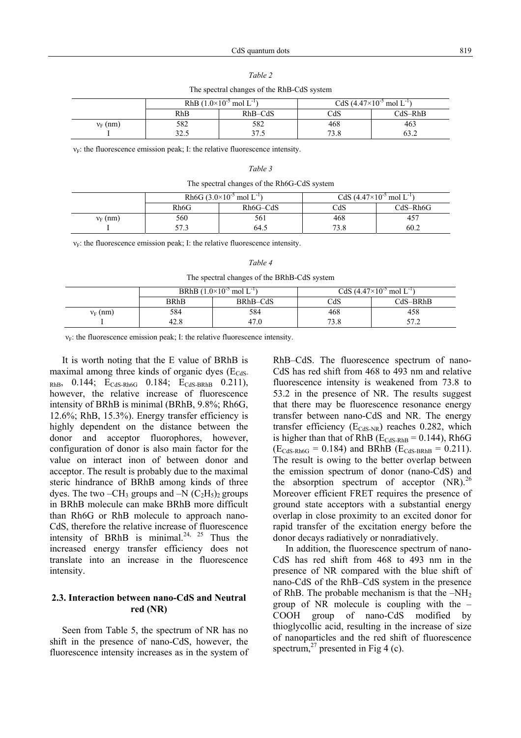*Table 2*

The spectral changes of the RhB-CdS system

| | RhB ($1.0 \times 10^{-5}$ mol $L^{-1}$) | | CdS ($4.47 \times 10^{-5}$ mol $L^{-1}$) | |
|---|---|---|---|---|
| | RhB | RhB–CdS | CdS | CdS–RhB |
| $\nu_F$ (nm) | 582 | 582 | 468 | 463 |
| I | 32.5 | 37.5 | 73.8 | 63.2 |

$\nu_F$: the fluorescence emission peak; I: the relative fluorescence intensity.

*Table 3*

The spectral changes of the Rh6G-CdS system

| | Rh6G ($3.0 \times 10^{-5}$ mol $L^{-1}$) | | CdS ($4.47 \times 10^{-5}$ mol $L^{-1}$) | |
|---|---|---|---|---|
| | Rh6G | Rh6G–CdS | CdS | CdS–Rh6G |
| $\nu_F$ (nm) | 560 | 561 | 468 | 457 |
| I | 57.3 | 64.5 | 73.8 | 60.2 |

$\nu_F$: the fluorescence emission peak; I: the relative fluorescence intensity.

*Table 4*

The spectral changes of the BRhB-CdS system

| | BRhB ($1.0 \times 10^{-5}$ mol $L^{-1}$) | | CdS ($4.47 \times 10^{-5}$ mol $L^{-1}$) | |
|---|---|---|---|---|
| | BRhB | BRhB–CdS | CdS | CdS–BRhB |
| $\nu_F$ (nm) | 584 | 584 | 468 | 458 |
| I | 42.8 | 47.0 | 73.8 | 57.2 |

$\nu_F$: the fluorescence emission peak; I: the relative fluorescence intensity.

It is worth noting that the E value of BRhB is maximal among three kinds of organic dyes ($E_{CdS\text{-}RhB}$, 0.144; $E_{CdS\text{-}Rh6G}$ 0.184; $E_{CdS\text{-}BRhB}$ 0.211), however, the relative increase of fluorescence intensity of BRhB is minimal (BRhB, 9.8%; Rh6G, 12.6%; RhB, 15.3%). Energy transfer efficiency is highly dependent on the distance between the donor and acceptor fluorophores, however, configuration of donor is also main factor for the value on interact inon of between donor and acceptor. The result is probably due to the maximal steric hindrance of BRhB among kinds of three dyes. The two $-CH_3$ groups and $-N(C_2H_5)_2$ groups in BRhB molecule can make BRhB more difficult than Rh6G or RhB molecule to approach nano-CdS, therefore the relative increase of fluorescence intensity of BRhB is minimal.[24, 25] Thus the increased energy transfer efficiency does not translate into an increase in the fluorescence intensity.

## 2.3. Interaction between nano-CdS and Neutral red (NR)

Seen from Table 5, the spectrum of NR has no shift in the presence of nano-CdS, however, the fluorescence intensity increases as in the system of RhB–CdS. The fluorescence spectrum of nano-CdS has red shift from 468 to 493 nm and relative fluorescence intensity is weakened from 73.8 to 53.2 in the presence of NR. The results suggest that there may be fluorescence resonance energy transfer between nano-CdS and NR. The energy transfer efficiency ($E_{CdS\text{-}NR}$) reaches 0.282, which is higher than that of RhB ($E_{CdS\text{-}RhB} = 0.144$), Rh6G ($E_{CdS\text{-}Rh6G} = 0.184$) and BRhB ($E_{CdS\text{-}BRhB} = 0.211$). The result is owing to the better overlap between the emission spectrum of donor (nano-CdS) and the absorption spectrum of acceptor (NR).[26] Moreover efficient FRET requires the presence of ground state acceptors with a substantial energy overlap in close proximity to an excited donor for rapid transfer of the excitation energy before the donor decays radiatively or nonradiatively.

In addition, the fluorescence spectrum of nano-CdS has red shift from 468 to 493 nm in the presence of NR compared with the blue shift of nano-CdS of the RhB–CdS system in the presence of RhB. The probable mechanism is that the $-NH_2$ group of NR molecule is coupling with the $-COOH$ group of nano-CdS modified by thioglycollic acid, resulting in the increase of size of nanoparticles and the red shift of fluorescence spectrum,[27] presented in Fig 4 (c).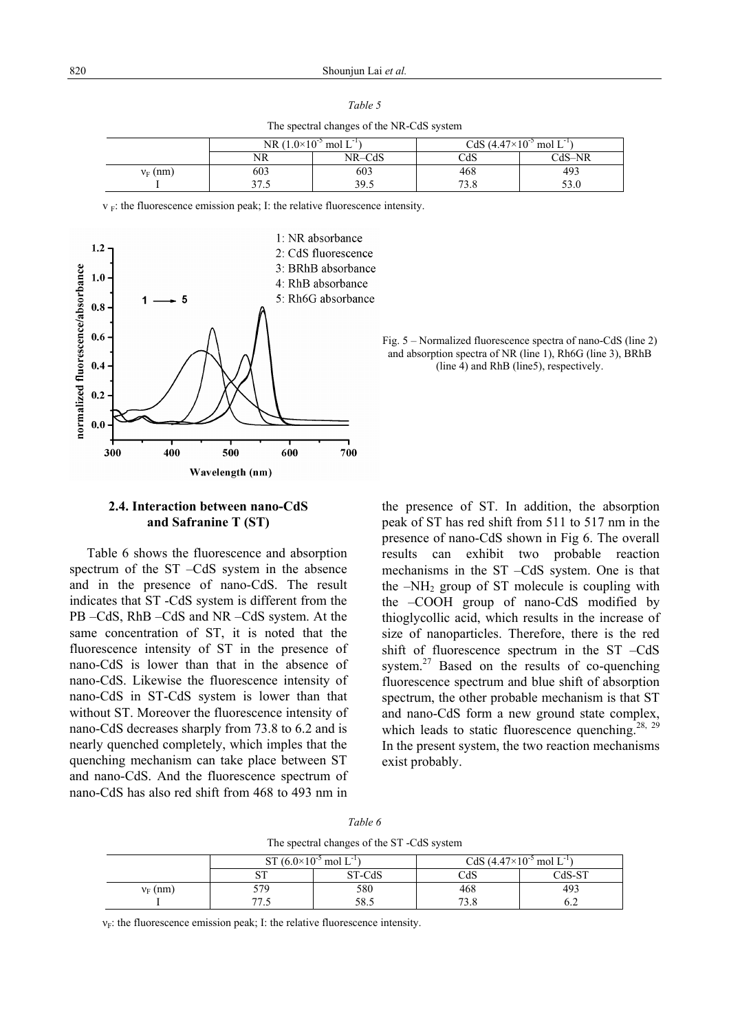*Table 5*

The spectral changes of the NR-CdS system

| | NR ($1.0\times10^{-5}$ mol $L^{-1}$) | | CdS ($4.47\times10^{-5}$ mol $L^{-1}$) | |
|---|---|---|---|---|
| | NR | NR–CdS | CdS | CdS–NR |
| $v_F$ (nm) | 603 | 603 | 468 | 493 |
| I | 37.5 | 39.5 | 73.8 | 53.0 |

$v_F$: the fluorescence emission peak; I: the relative fluorescence intensity.

Fig. 5 – Normalized fluorescence spectra of nano-CdS (line 2) and absorption spectra of NR (line 1), Rh6G (line 3), BRhB (line 4) and RhB (line5), respectively.

## 2.4. Interaction between nano-CdS and Safranine T (ST)

Table 6 shows the fluorescence and absorption spectrum of the ST –CdS system in the absence and in the presence of nano-CdS. The result indicates that ST -CdS system is different from the PB –CdS, RhB –CdS and NR –CdS system. At the same concentration of ST, it is noted that the fluorescence intensity of ST in the presence of nano-CdS is lower than that in the absence of nano-CdS. Likewise the fluorescence intensity of nano-CdS in ST-CdS system is lower than that without ST. Moreover the fluorescence intensity of nano-CdS decreases sharply from 73.8 to 6.2 and is nearly quenched completely, which imples that the quenching mechanism can take place between ST and nano-CdS. And the fluorescence spectrum of nano-CdS has also red shift from 468 to 493 nm in the presence of ST. In addition, the absorption peak of ST has red shift from 511 to 517 nm in the presence of nano-CdS shown in Fig 6. The overall results can exhibit two probable reaction mechanisms in the ST –CdS system. One is that the $-NH_2$ group of ST molecule is coupling with the –COOH group of nano-CdS modified by thioglycollic acid, which results in the increase of size of nanoparticles. Therefore, there is the red shift of fluorescence spectrum in the ST –CdS system.[27] Based on the results of co-quenching fluorescence spectrum and blue shift of absorption spectrum, the other probable mechanism is that ST and nano-CdS form a new ground state complex, which leads to static fluorescence quenching.[28, 29] In the present system, the two reaction mechanisms exist probably.

*Table 6*

The spectral changes of the ST -CdS system

| | ST ($6.0\times10^{-5}$ mol $L^{-1}$) | | CdS ($4.47\times10^{-5}$ mol $L^{-1}$) | |
|---|---|---|---|---|
| | ST | ST-CdS | CdS | CdS-ST |
| $v_F$ (nm) | 579 | 580 | 468 | 493 |
| I | 77.5 | 58.5 | 73.8 | 6.2 |

$v_F$: the fluorescence emission peak; I: the relative fluorescence intensity.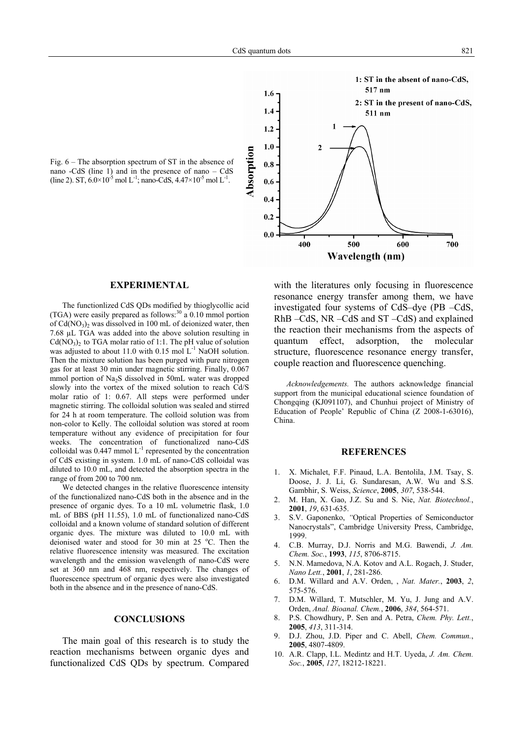Fig. 6 – The absorption spectrum of ST in the absence of nano -CdS (line 1) and in the presence of nano – CdS (line 2). ST, $6.0\times10^{-5}$ mol $L^{-1}$; nano-CdS, $4.47\times10^{-5}$ mol $L^{-1}$.

## EXPERIMENTAL

The functionlized CdS QDs modified by thioglycollic acid (TGA) were easily prepared as follows:[30] a 0.10 mmol portion of $Cd(NO_3)_2$ was dissolved in 100 mL of deionized water, then 7.68 μL TGA was added into the above solution resulting in $Cd(NO_3)_2$ to TGA molar ratio of 1:1. The pH value of solution was adjusted to about 11.0 with 0.15 mol $L^{-1}$ NaOH solution. Then the mixture solution has been purged with pure nitrogen gas for at least 30 min under magnetic stirring. Finally, 0.067 mmol portion of $Na_2S$ dissolved in 50mL water was dropped slowly into the vortex of the mixed solution to reach Cd/S molar ratio of 1: 0.67. All steps were performed under magnetic stirring. The colloidal solution was sealed and stirred for 24 h at room temperature. The colloid solution was from non-color to Kelly. The colloidal solution was stored at room temperature without any evidence of precipitation for four weeks. The concentration of functionalized nano-CdS colloidal was 0.447 mmol $L^{-1}$ represented by the concentration of CdS existing in system. 1.0 mL of nano-CdS colloidal was diluted to 10.0 mL, and detected the absorption spectra in the range of from 200 to 700 nm.

We detected changes in the relative fluorescence intensity of the functionalized nano-CdS both in the absence and in the presence of organic dyes. To a 10 mL volumetric flask, 1.0 mL of BBS (pH 11.55), 1.0 mL of functionalized nano-CdS colloidal and a known volume of standard solution of different organic dyes. The mixture was diluted to 10.0 mL with deionised water and stood for 30 min at 25 °C. Then the relative fluorescence intensity was measured. The excitation wavelength and the emission wavelength of nano-CdS were set at 360 nm and 468 nm, respectively. The changes of fluorescence spectrum of organic dyes were also investigated both in the absence and in the presence of nano-CdS.

## CONCLUSIONS

The main goal of this research is to study the reaction mechanisms between organic dyes and functionalized CdS QDs by spectrum. Compared with the literatures only focusing in fluorescence resonance energy transfer among them, we have investigated four systems of CdS–dye (PB –CdS, RhB –CdS, NR –CdS and ST –CdS) and explained the reaction their mechanisms from the aspects of quantum effect, adsorption, the molecular structure, fluorescence resonance energy transfer, couple reaction and fluorescence quenching.

*Acknowledgements.* The authors acknowledge financial support from the municipal educational science foundation of Chongqing (KJ091107), and Chunhui project of Ministry of Education of People' Republic of China (Z 2008-1-63016), China.

## REFERENCES

1. X. Michalet, F.F. Pinaud, L.A. Bentolila, J.M. Tsay, S. Doose, J. J. Li, G. Sundaresan, A.W. Wu and S.S. Gambhir, S. Weiss, *Science*, **2005**, *307*, 538-544.
2. M. Han, X. Gao, J.Z. Su and S. Nie, *Nat. Biotechnol.*, **2001**, *19*, 631-635.
3. S.V. Gaponenko, "Optical Properties of Semiconductor Nanocrystals", Cambridge University Press, Cambridge, 1999.
4. C.B. Murray, D.J. Norris and M.G. Bawendi, *J. Am. Chem. Soc.*, **1993**, *115*, 8706-8715.
5. N.N. Mamedova, N.A. Kotov and A.L. Rogach, J. Studer, *Nano Lett.*, **2001**, *1*, 281-286.
6. D.M. Willard and A.V. Orden, , *Nat. Mater.*, **2003**, *2*, 575-576.
7. D.M. Willard, T. Mutschler, M. Yu, J. Jung and A.V. Orden, *Anal. Bioanal. Chem.*, **2006**, *384*, 564-571.
8. P.S. Chowdhury, P. Sen and A. Petra, *Chem. Phy. Lett.*, **2005**, *413*, 311-314.
9. D.J. Zhou, J.D. Piper and C. Abell, *Chem. Commun.*, **2005**, 4807-4809.
10. A.R. Clapp, I.L. Medintz and H.T. Uyeda, *J. Am. Chem. Soc.*, **2005**, *127*, 18212-18221.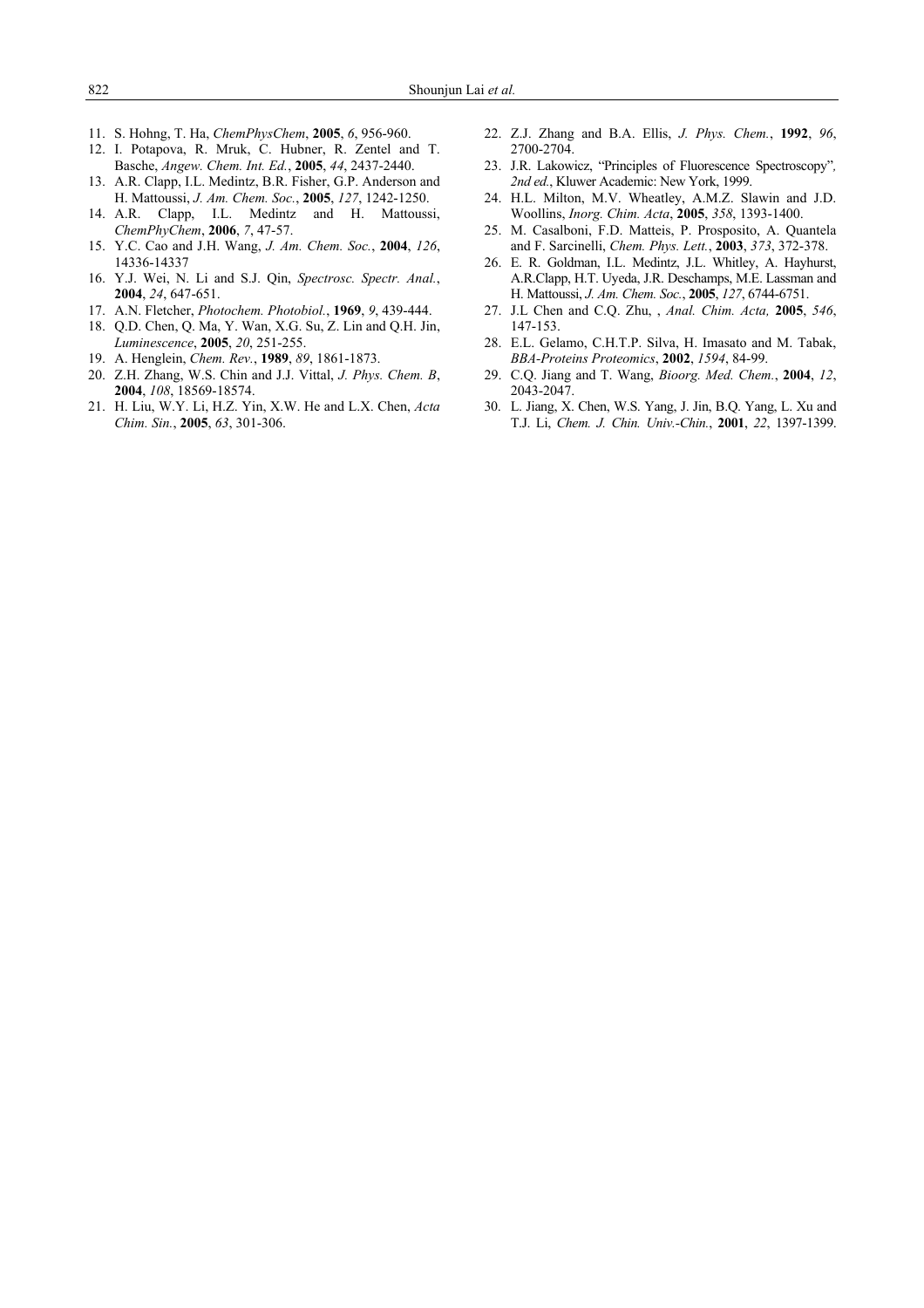11. S. Hohng, T. Ha, *ChemPhysChem*, **2005**, *6*, 956-960.
12. I. Potapova, R. Mruk, C. Hubner, R. Zentel and T. Basche, *Angew. Chem. Int. Ed.*, **2005**, *44*, 2437-2440.
13. A.R. Clapp, I.L. Medintz, B.R. Fisher, G.P. Anderson and H. Mattoussi, *J. Am. Chem. Soc.*, **2005**, *127*, 1242-1250.
14. A.R. Clapp, I.L. Medintz and H. Mattoussi, *ChemPhyChem*, **2006**, *7*, 47-57.
15. Y.C. Cao and J.H. Wang, *J. Am. Chem. Soc.*, **2004**, *126*, 14336-14337
16. Y.J. Wei, N. Li and S.J. Qin, *Spectrosc. Spectr. Anal.*, **2004**, *24*, 647-651.
17. A.N. Fletcher, *Photochem. Photobiol.*, **1969**, *9*, 439-444.
18. Q.D. Chen, Q. Ma, Y. Wan, X.G. Su, Z. Lin and Q.H. Jin, *Luminescence*, **2005**, *20*, 251-255.
19. A. Henglein, *Chem. Rev.*, **1989**, *89*, 1861-1873.
20. Z.H. Zhang, W.S. Chin and J.J. Vittal, *J. Phys. Chem. B*, **2004**, *108*, 18569-18574.
21. H. Liu, W.Y. Li, H.Z. Yin, X.W. He and L.X. Chen, *Acta Chim. Sin.*, **2005**, *63*, 301-306.
22. Z.J. Zhang and B.A. Ellis, *J. Phys. Chem.*, **1992**, *96*, 2700-2704.
23. J.R. Lakowicz, "Principles of Fluorescence Spectroscopy"*, 2nd ed.*, Kluwer Academic: New York, 1999.
24. H.L. Milton, M.V. Wheatley, A.M.Z. Slawin and J.D. Woollins, *Inorg. Chim. Acta*, **2005**, *358*, 1393-1400.
25. M. Casalboni, F.D. Matteis, P. Prosposito, A. Quantela and F. Sarcinelli, *Chem. Phys. Lett.*, **2003**, *373*, 372-378.
26. E. R. Goldman, I.L. Medintz, J.L. Whitley, A. Hayhurst, A.R.Clapp, H.T. Uyeda, J.R. Deschamps, M.E. Lassman and H. Mattoussi, *J. Am. Chem. Soc.*, **2005**, *127*, 6744-6751.
27. J.L Chen and C.Q. Zhu, , *Anal. Chim. Acta,* **2005**, *546*, 147-153.
28. E.L. Gelamo, C.H.T.P. Silva, H. Imasato and M. Tabak, *BBA-Proteins Proteomics*, **2002**, *1594*, 84-99.
29. C.Q. Jiang and T. Wang, *Bioorg. Med. Chem.*, **2004**, *12*, 2043-2047.
30. L. Jiang, X. Chen, W.S. Yang, J. Jin, B.Q. Yang, L. Xu and T.J. Li, *Chem. J. Chin. Univ.-Chin.*, **2001**, *22*, 1397-1399.